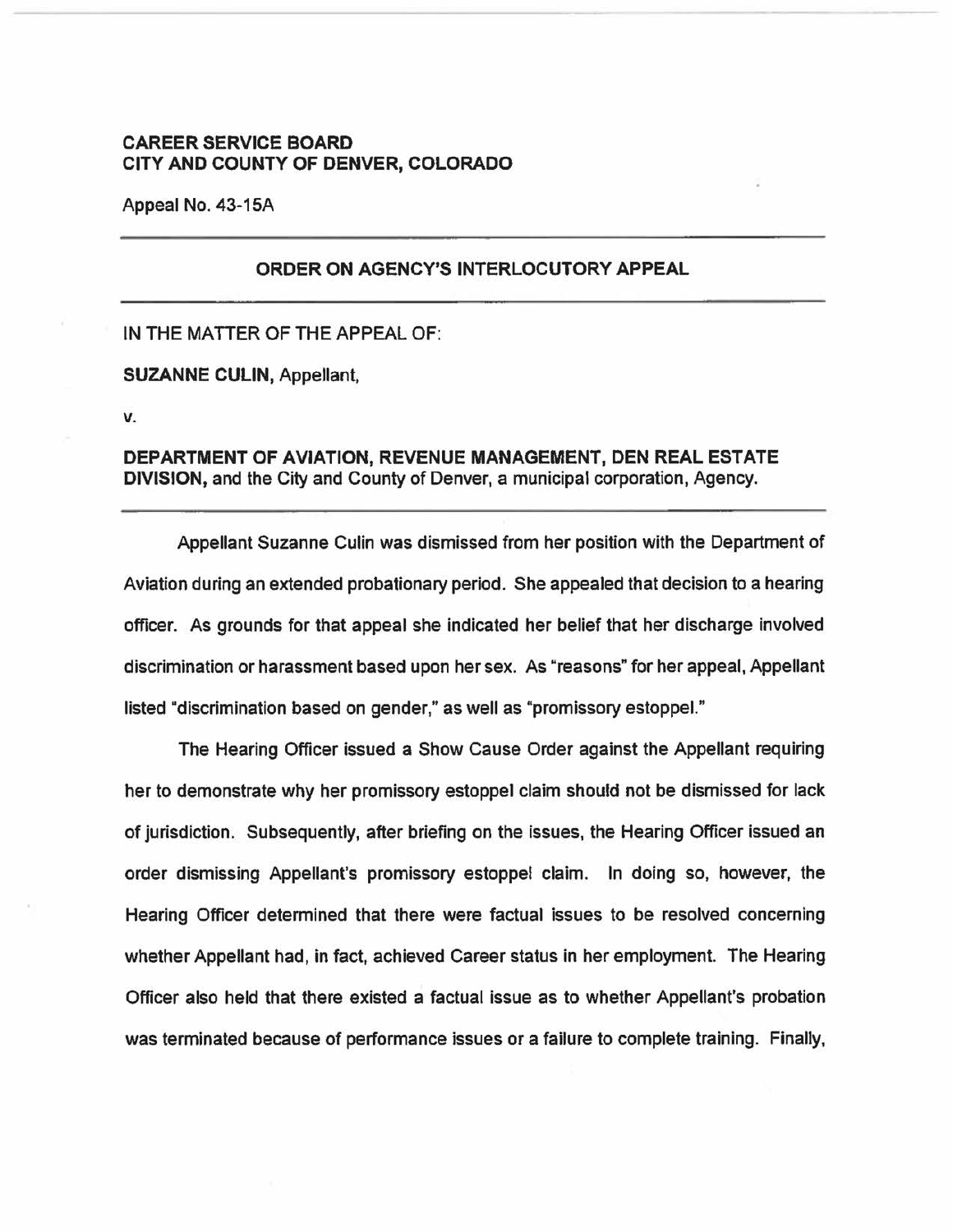**CAREER SERVICE BOARD**
**CITY AND COUNTY OF DENVER, COLORADO**

Appeal No. 43-15A

---

## ORDER ON AGENCY'S INTERLOCUTORY APPEAL

---

IN THE MATTER OF THE APPEAL OF:

**SUZANNE CULIN**, Appellant,

v.

**DEPARTMENT OF AVIATION, REVENUE MANAGEMENT, DEN REAL ESTATE DIVISION,** and the City and County of Denver, a municipal corporation, Agency.

---

Appellant Suzanne Culin was dismissed from her position with the Department of Aviation during an extended probationary period. She appealed that decision to a hearing officer. As grounds for that appeal she indicated her belief that her discharge involved discrimination or harassment based upon her sex. As "reasons" for her appeal, Appellant listed "discrimination based on gender," as well as "promissory estoppel."

The Hearing Officer issued a Show Cause Order against the Appellant requiring her to demonstrate why her promissory estoppel claim should not be dismissed for lack of jurisdiction. Subsequently, after briefing on the issues, the Hearing Officer issued an order dismissing Appellant's promissory estoppel claim. In doing so, however, the Hearing Officer determined that there were factual issues to be resolved concerning whether Appellant had, in fact, achieved Career status in her employment. The Hearing Officer also held that there existed a factual issue as to whether Appellant's probation was terminated because of performance issues or a failure to complete training. Finally,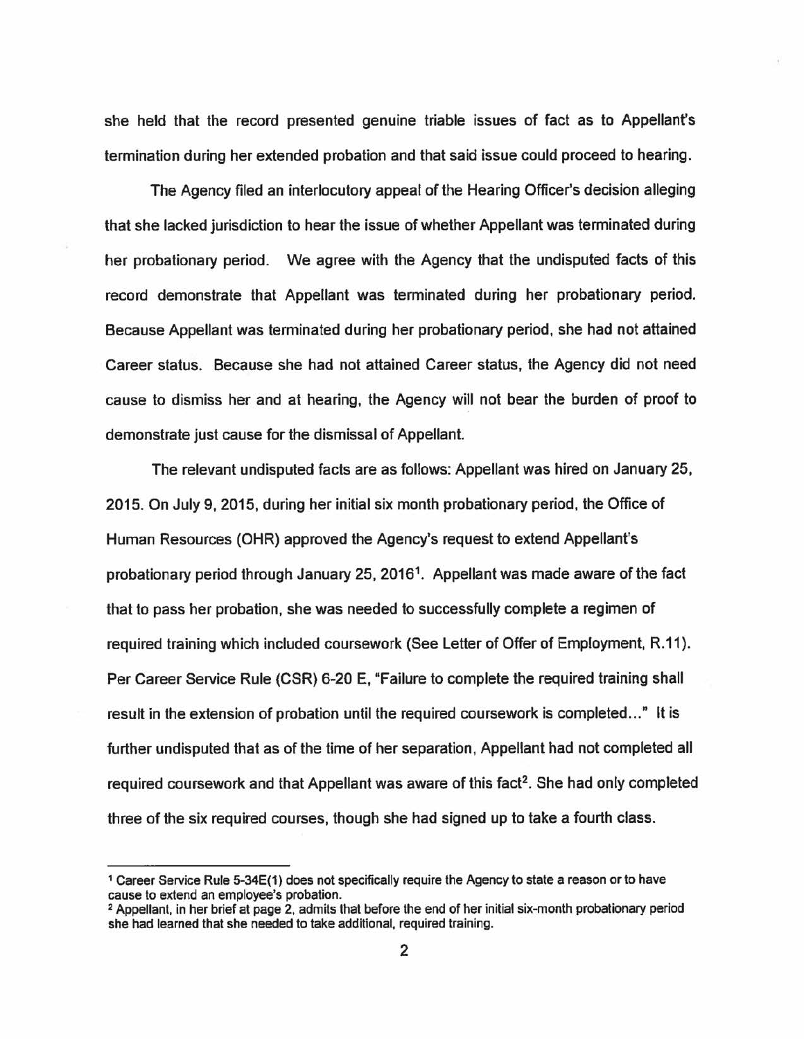she held that the record presented genuine triable issues of fact as to Appellant's termination during her extended probation and that said issue could proceed to hearing.

The Agency filed an interlocutory appeal of the Hearing Officer's decision alleging that she lacked jurisdiction to hear the issue of whether Appellant was terminated during her probationary period. We agree with the Agency that the undisputed facts of this record demonstrate that Appellant was terminated during her probationary period. Because Appellant was terminated during her probationary period, she had not attained Career status. Because she had not attained Career status, the Agency did not need cause to dismiss her and at hearing, the Agency will not bear the burden of proof to demonstrate just cause for the dismissal of Appellant.

The relevant undisputed facts are as follows: Appellant was hired on January 25, 2015. On July 9, 2015, during her initial six month probationary period, the Office of Human Resources (OHR) approved the Agency's request to extend Appellant's probationary period through January 25, 2016[1]. Appellant was made aware of the fact that to pass her probation, she was needed to successfully complete a regimen of required training which included coursework (See Letter of Offer of Employment, R.11). Per Career Service Rule (CSR) 6-20 E, "Failure to complete the required training shall result in the extension of probation until the required coursework is completed..." It is further undisputed that as of the time of her separation, Appellant had not completed all required coursework and that Appellant was aware of this fact[2]. She had only completed three of the six required courses, though she had signed up to take a fourth class.

---

[1] Career Service Rule 5-34E(1) does not specifically require the Agency to state a reason or to have cause to extend an employee's probation.

[2] Appellant, in her brief at page 2, admits that before the end of her initial six-month probationary period she had learned that she needed to take additional, required training.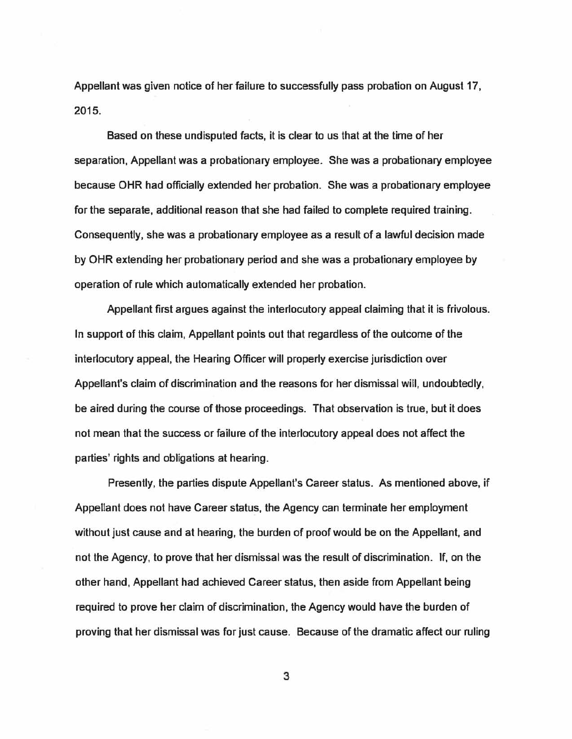Appellant was given notice of her failure to successfully pass probation on August 17, 2015.

Based on these undisputed facts, it is clear to us that at the time of her separation, Appellant was a probationary employee. She was a probationary employee because OHR had officially extended her probation. She was a probationary employee for the separate, additional reason that she had failed to complete required training. Consequently, she was a probationary employee as a result of a lawful decision made by OHR extending her probationary period and she was a probationary employee by operation of rule which automatically extended her probation.

Appellant first argues against the interlocutory appeal claiming that it is frivolous. In support of this claim, Appellant points out that regardless of the outcome of the interlocutory appeal, the Hearing Officer will properly exercise jurisdiction over Appellant's claim of discrimination and the reasons for her dismissal will, undoubtedly, be aired during the course of those proceedings. That observation is true, but it does not mean that the success or failure of the interlocutory appeal does not affect the parties' rights and obligations at hearing.

Presently, the parties dispute Appellant's Career status. As mentioned above, if Appellant does not have Career status, the Agency can terminate her employment without just cause and at hearing, the burden of proof would be on the Appellant, and not the Agency, to prove that her dismissal was the result of discrimination. If, on the other hand, Appellant had achieved Career status, then aside from Appellant being required to prove her claim of discrimination, the Agency would have the burden of proving that her dismissal was for just cause. Because of the dramatic affect our ruling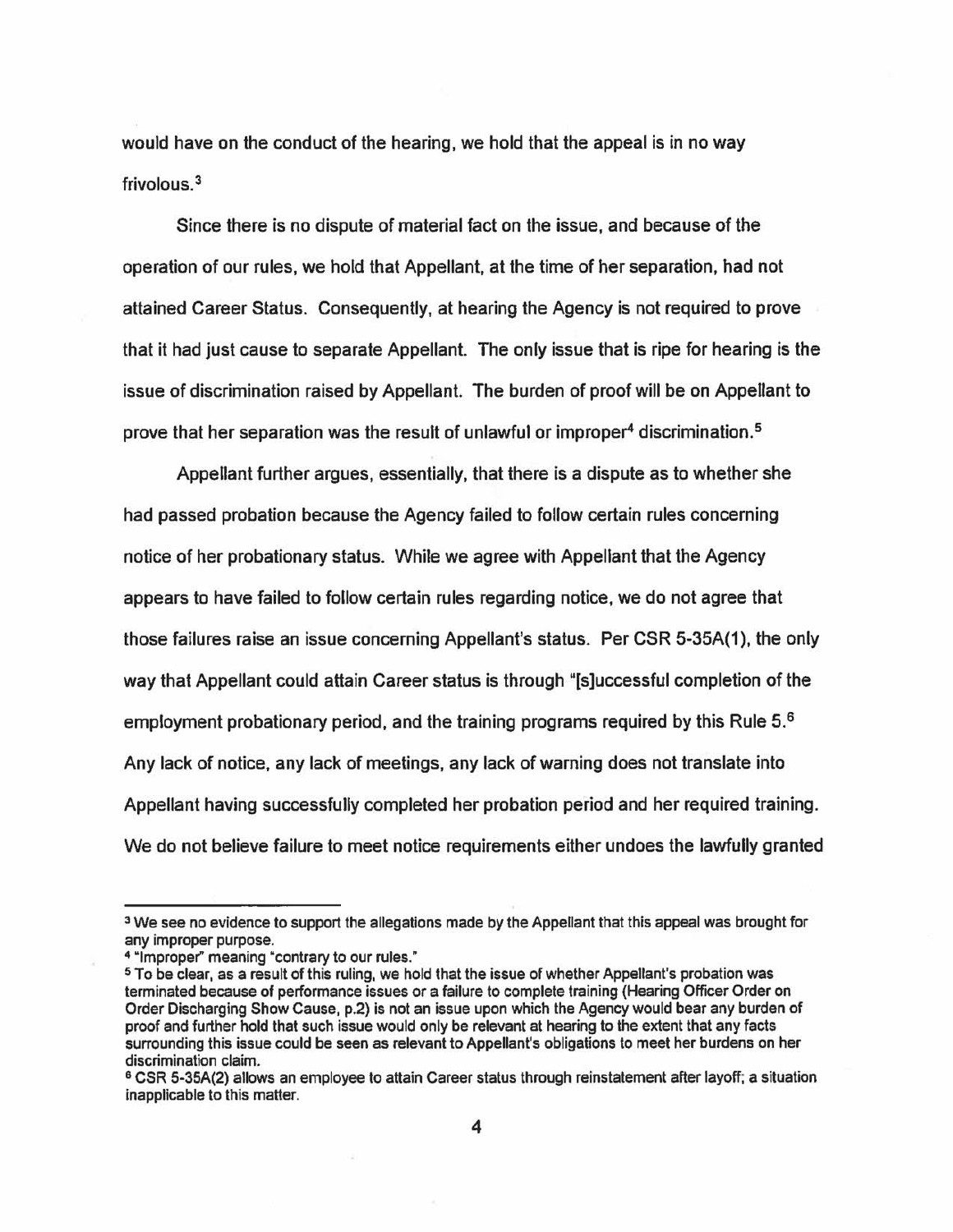would have on the conduct of the hearing, we hold that the appeal is in no way frivolous.[3]

Since there is no dispute of material fact on the issue, and because of the operation of our rules, we hold that Appellant, at the time of her separation, had not attained Career Status. Consequently, at hearing the Agency is not required to prove that it had just cause to separate Appellant. The only issue that is ripe for hearing is the issue of discrimination raised by Appellant. The burden of proof will be on Appellant to prove that her separation was the result of unlawful or improper[4] discrimination.[5]

Appellant further argues, essentially, that there is a dispute as to whether she had passed probation because the Agency failed to follow certain rules concerning notice of her probationary status. While we agree with Appellant that the Agency appears to have failed to follow certain rules regarding notice, we do not agree that those failures raise an issue concerning Appellant's status. Per CSR 5-35A(1), the only way that Appellant could attain Career status is through "[s]uccessful completion of the employment probationary period, and the training programs required by this Rule 5.[6] Any lack of notice, any lack of meetings, any lack of warning does not translate into Appellant having successfully completed her probation period and her required training. We do not believe failure to meet notice requirements either undoes the lawfully granted

---

[3] We see no evidence to support the allegations made by the Appellant that this appeal was brought for any improper purpose.

[4] "Improper" meaning "contrary to our rules."

[5] To be clear, as a result of this ruling, we hold that the issue of whether Appellant's probation was terminated because of performance issues or a failure to complete training (Hearing Officer Order on Order Discharging Show Cause, p.2) is not an issue upon which the Agency would bear any burden of proof and further hold that such issue would only be relevant at hearing to the extent that any facts surrounding this issue could be seen as relevant to Appellant's obligations to meet her burdens on her discrimination claim.

[6] CSR 5-35A(2) allows an employee to attain Career status through reinstatement after layoff; a situation inapplicable to this matter.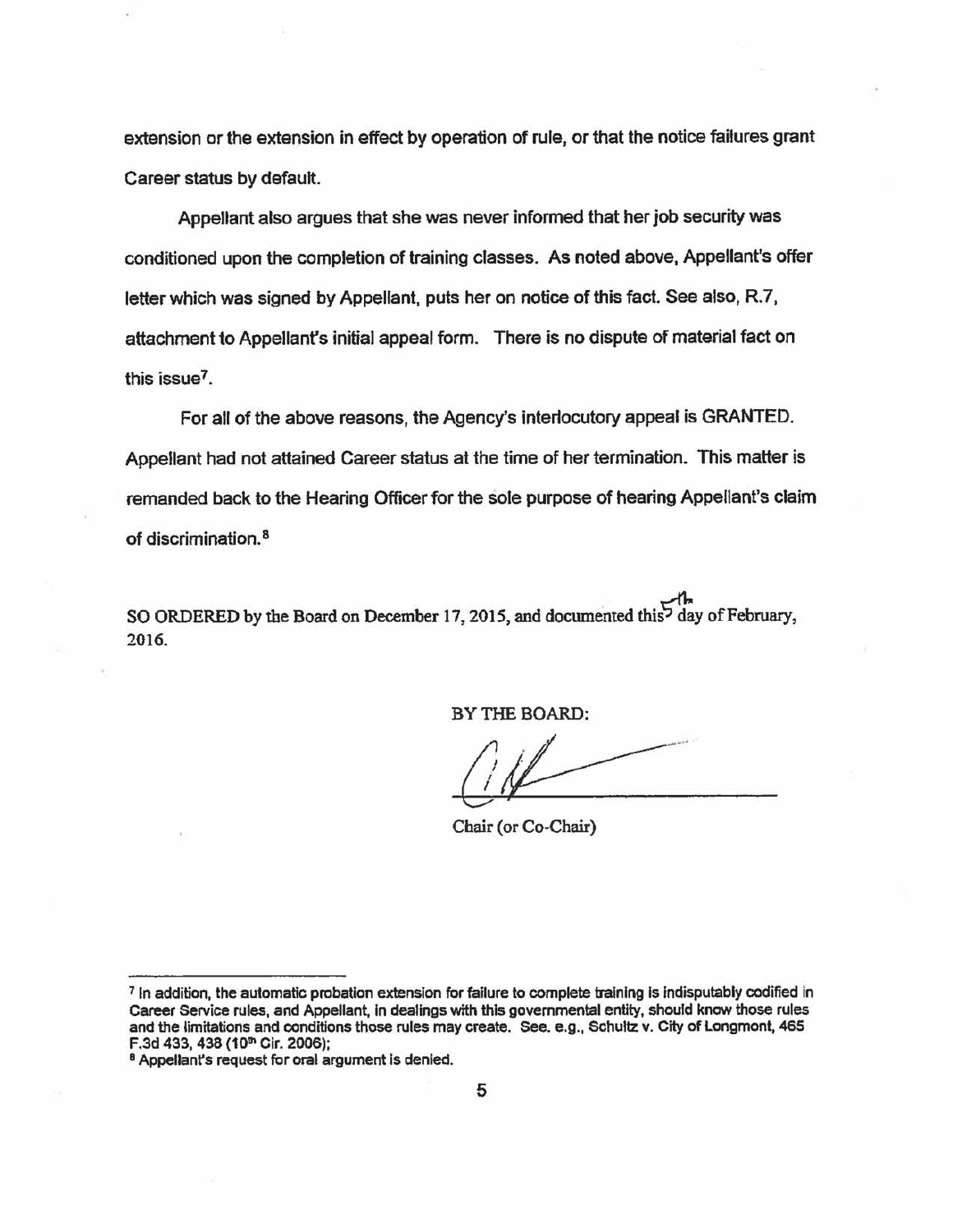extension or the extension in effect by operation of rule, or that the notice failures grant Career status by default.

Appellant also argues that she was never informed that her job security was conditioned upon the completion of training classes. As noted above, Appellant's offer letter which was signed by Appellant, puts her on notice of this fact. See also, R.7, attachment to Appellant's initial appeal form. There is no dispute of material fact on this issue[7].

For all of the above reasons, the Agency's interlocutory appeal is GRANTED. Appellant had not attained Career status at the time of her termination. This matter is remanded back to the Hearing Officer for the sole purpose of hearing Appellant's claim of discrimination.[8]

**SO ORDERED** by the Board on December 17, 2015, and documented this 5th day of February, 2016.

BY THE BOARD:

Chair (or Co-Chair)

---

[7] In addition, the automatic probation extension for failure to complete training is indisputably codified in Career Service rules, and Appellant, in dealings with this governmental entity, should know those rules and the limitations and conditions those rules may create. See. e.g., Schultz v. City of Longmont, 465 F.3d 433, 438 (10th Cir. 2006);

[8] Appellant's request for oral argument is denied.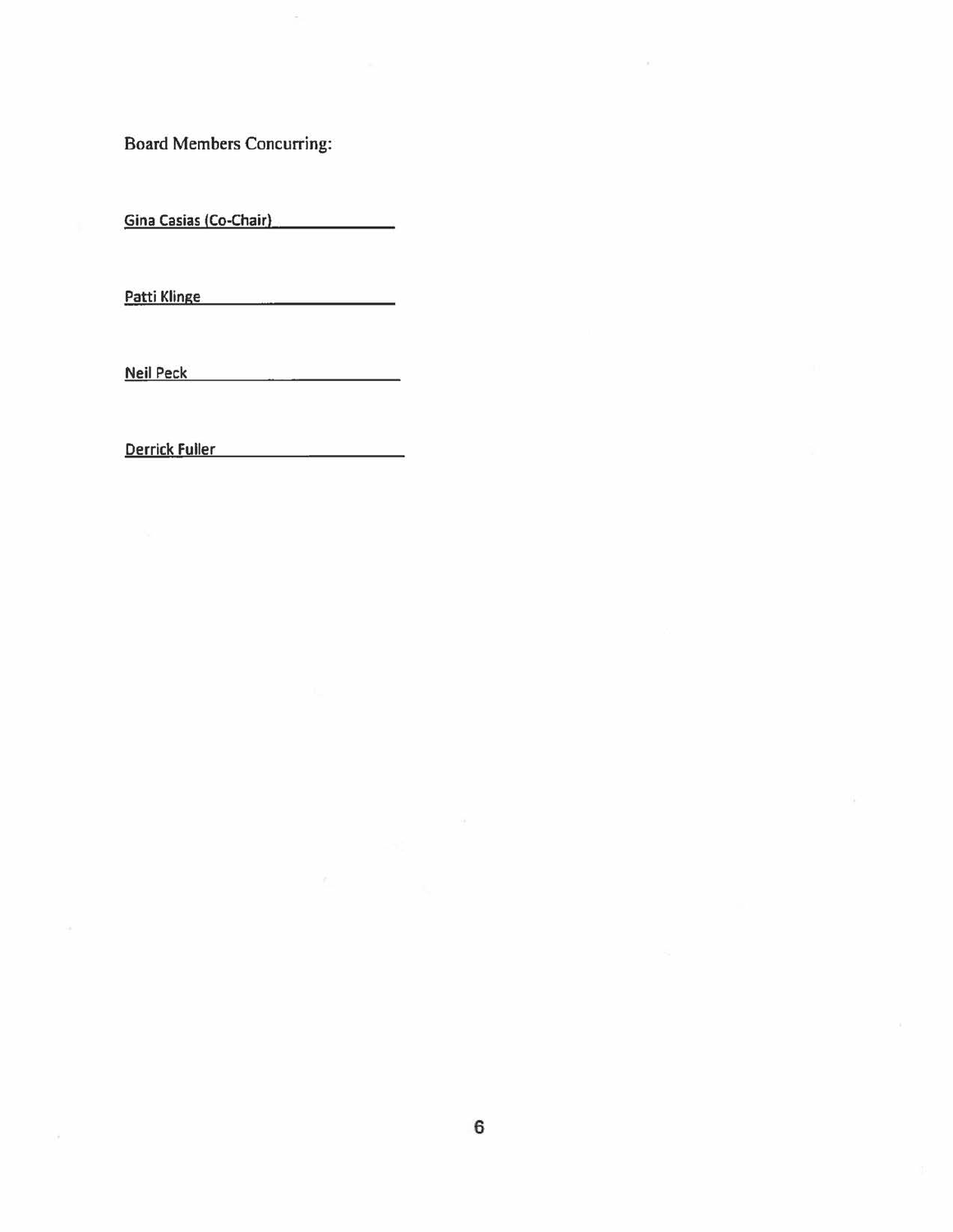Board Members Concurring:

Gina Casias (Co-Chair) ______________

Patti Klinge ______________

Neil Peck ______________

Derrick Fuller ______________